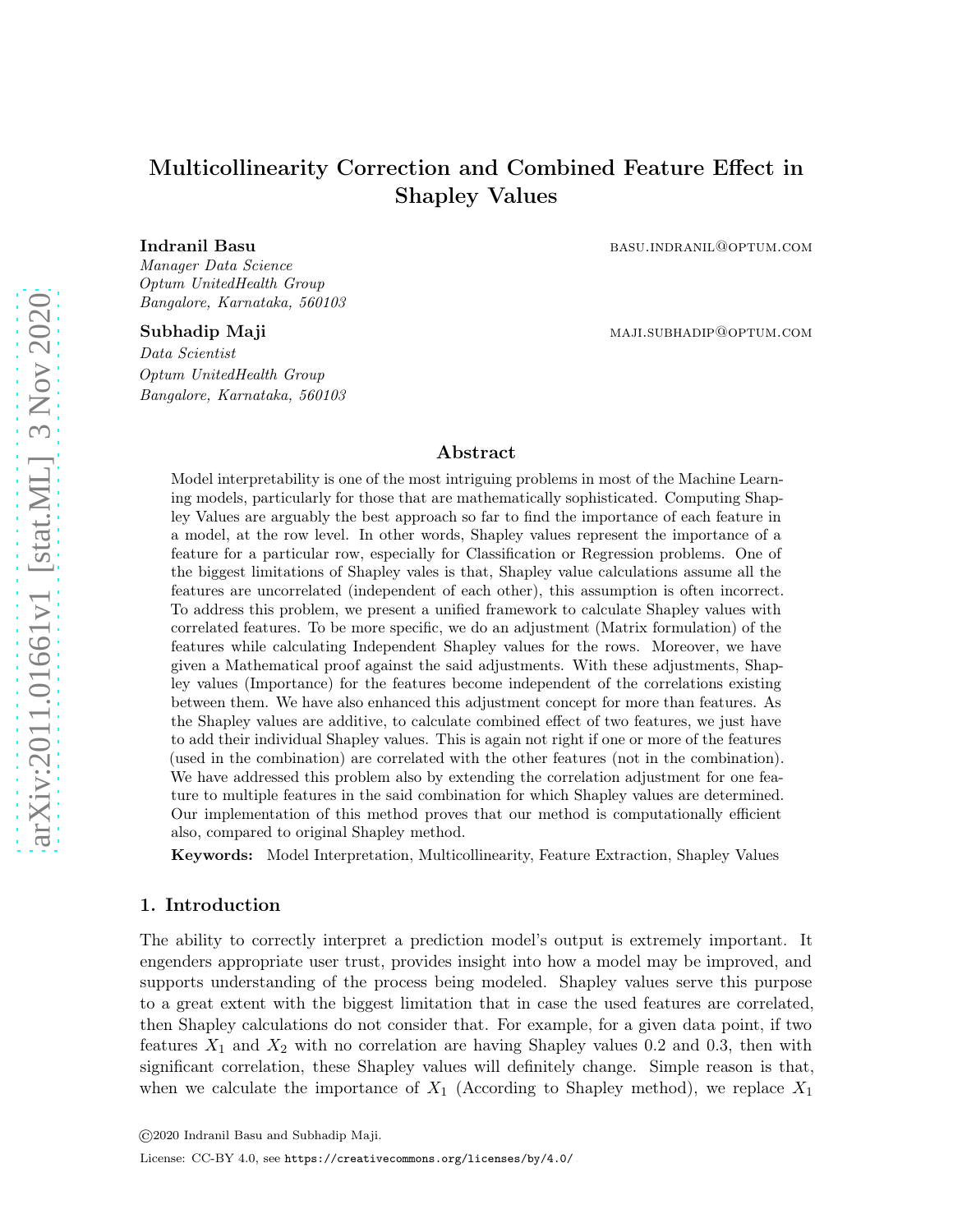# Multicollinearity Correction and Combined Feature Effect in Shapley Values

**Indranil Basu** basu.indranil@optum.com
*Manager Data Science*
*Optum UnitedHealth Group*
*Bangalore, Karnataka, 560103*

**Subhadip Maji** maji.subhadip@optum.com
*Data Scientist*
*Optum UnitedHealth Group*
*Bangalore, Karnataka, 560103*

## Abstract

Model interpretability is one of the most intriguing problems in most of the Machine Learning models, particularly for those that are mathematically sophisticated. Computing Shapley Values are arguably the best approach so far to find the importance of each feature in a model, at the row level. In other words, Shapley values represent the importance of a feature for a particular row, especially for Classification or Regression problems. One of the biggest limitations of Shapley vales is that, Shapley value calculations assume all the features are uncorrelated (independent of each other), this assumption is often incorrect. To address this problem, we present a unified framework to calculate Shapley values with correlated features. To be more specific, we do an adjustment (Matrix formulation) of the features while calculating Independent Shapley values for the rows. Moreover, we have given a Mathematical proof against the said adjustments. With these adjustments, Shapley values (Importance) for the features become independent of the correlations existing between them. We have also enhanced this adjustment concept for more than features. As the Shapley values are additive, to calculate combined effect of two features, we just have to add their individual Shapley values. This is again not right if one or more of the features (used in the combination) are correlated with the other features (not in the combination). We have addressed this problem also by extending the correlation adjustment for one feature to multiple features in the said combination for which Shapley values are determined. Our implementation of this method proves that our method is computationally efficient also, compared to original Shapley method.

**Keywords:** Model Interpretation, Multicollinearity, Feature Extraction, Shapley Values

## 1. Introduction

The ability to correctly interpret a prediction model's output is extremely important. It engenders appropriate user trust, provides insight into how a model may be improved, and supports understanding of the process being modeled. Shapley values serve this purpose to a great extent with the biggest limitation that in case the used features are correlated, then Shapley calculations do not consider that. For example, for a given data point, if two features $X_1$ and $X_2$ with no correlation are having Shapley values 0.2 and 0.3, then with significant correlation, these Shapley values will definitely change. Simple reason is that, when we calculate the importance of $X_1$ (According to Shapley method), we replace $X_1$

©2020 Indranil Basu and Subhadip Maji.

License: CC-BY 4.0, see https://creativecommons.org/licenses/by/4.0/.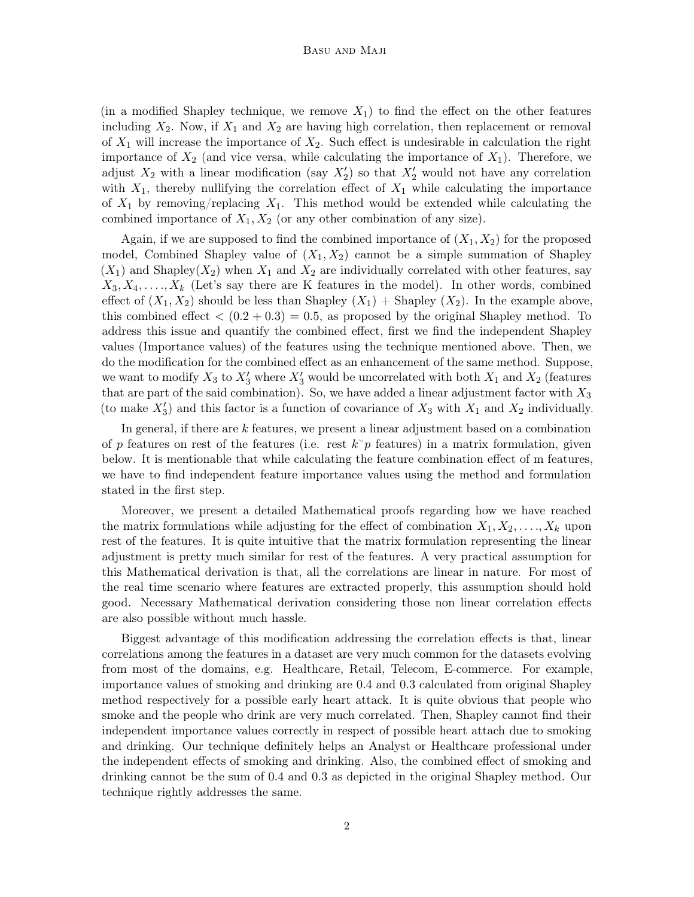(in a modified Shapley technique, we remove $X_1$) to find the effect on the other features including $X_2$. Now, if $X_1$ and $X_2$ are having high correlation, then replacement or removal of $X_1$ will increase the importance of $X_2$. Such effect is undesirable in calculation the right importance of $X_2$ (and vice versa, while calculating the importance of $X_1$). Therefore, we adjust $X_2$ with a linear modification (say $X_2'$) so that $X_2'$ would not have any correlation with $X_1$, thereby nullifying the correlation effect of $X_1$ while calculating the importance of $X_1$ by removing/replacing $X_1$. This method would be extended while calculating the combined importance of $X_1, X_2$ (or any other combination of any size).

Again, if we are supposed to find the combined importance of $(X_1, X_2)$ for the proposed model, Combined Shapley value of $(X_1, X_2)$ cannot be a simple summation of Shapley $(X_1)$ and Shapley$(X_2)$ when $X_1$ and $X_2$ are individually correlated with other features, say $X_3, X_4, \ldots, X_k$ (Let's say there are K features in the model). In other words, combined effect of $(X_1, X_2)$ should be less than Shapley $(X_1)$ + Shapley $(X_2)$. In the example above, this combined effect $< (0.2 + 0.3) = 0.5$, as proposed by the original Shapley method. To address this issue and quantify the combined effect, first we find the independent Shapley values (Importance values) of the features using the technique mentioned above. Then, we do the modification for the combined effect as an enhancement of the same method. Suppose, we want to modify $X_3$ to $X_3'$ where $X_3'$ would be uncorrelated with both $X_1$ and $X_2$ (features that are part of the said combination). So, we have added a linear adjustment factor with $X_3$ (to make $X_3'$) and this factor is a function of covariance of $X_3$ with $X_1$ and $X_2$ individually.

In general, if there are $k$ features, we present a linear adjustment based on a combination of $p$ features on rest of the features (i.e. rest $k \breve{} p$ features) in a matrix formulation, given below. It is mentionable that while calculating the feature combination effect of m features, we have to find independent feature importance values using the method and formulation stated in the first step.

Moreover, we present a detailed Mathematical proofs regarding how we have reached the matrix formulations while adjusting for the effect of combination $X_1, X_2, \ldots, X_k$ upon rest of the features. It is quite intuitive that the matrix formulation representing the linear adjustment is pretty much similar for rest of the features. A very practical assumption for this Mathematical derivation is that, all the correlations are linear in nature. For most of the real time scenario where features are extracted properly, this assumption should hold good. Necessary Mathematical derivation considering those non linear correlation effects are also possible without much hassle.

Biggest advantage of this modification addressing the correlation effects is that, linear correlations among the features in a dataset are very much common for the datasets evolving from most of the domains, e.g. Healthcare, Retail, Telecom, E-commerce. For example, importance values of smoking and drinking are 0.4 and 0.3 calculated from original Shapley method respectively for a possible early heart attack. It is quite obvious that people who smoke and the people who drink are very much correlated. Then, Shapley cannot find their independent importance values correctly in respect of possible heart attach due to smoking and drinking. Our technique definitely helps an Analyst or Healthcare professional under the independent effects of smoking and drinking. Also, the combined effect of smoking and drinking cannot be the sum of 0.4 and 0.3 as depicted in the original Shapley method. Our technique rightly addresses the same.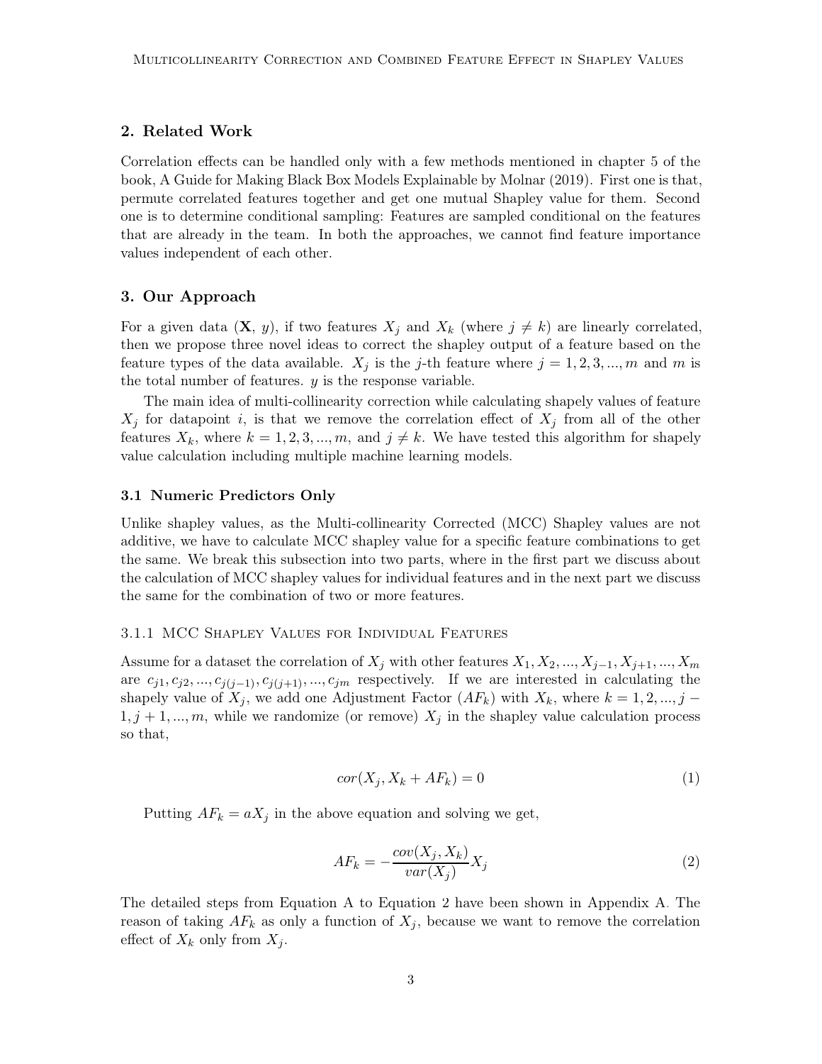## 2. Related Work

Correlation effects can be handled only with a few methods mentioned in chapter 5 of the book, A Guide for Making Black Box Models Explainable by Molnar (2019). First one is that, permute correlated features together and get one mutual Shapley value for them. Second one is to determine conditional sampling: Features are sampled conditional on the features that are already in the team. In both the approaches, we cannot find feature importance values independent of each other.

## 3. Our Approach

For a given data ($\mathbf{X}$, $y$), if two features $X_j$ and $X_k$ (where $j \neq k$) are linearly correlated, then we propose three novel ideas to correct the shapley output of a feature based on the feature types of the data available. $X_j$ is the $j$-th feature where $j = 1, 2, 3, ..., m$ and $m$ is the total number of features. $y$ is the response variable.

The main idea of multi-collinearity correction while calculating shapely values of feature $X_j$ for datapoint $i$, is that we remove the correlation effect of $X_j$ from all of the other features $X_k$, where $k = 1, 2, 3, ..., m$, and $j \neq k$. We have tested this algorithm for shapely value calculation including multiple machine learning models.

### 3.1 Numeric Predictors Only

Unlike shapley values, as the Multi-collinearity Corrected (MCC) Shapley values are not additive, we have to calculate MCC shapley value for a specific feature combinations to get the same. We break this subsection into two parts, where in the first part we discuss about the calculation of MCC shapley values for individual features and in the next part we discuss the same for the combination of two or more features.

#### 3.1.1 MCC Shapley Values for Individual Features

Assume for a dataset the correlation of $X_j$ with other features $X_1, X_2, ..., X_{j-1}, X_{j+1}, ..., X_m$ are $c_{j1}, c_{j2}, ..., c_{j(j-1)}, c_{j(j+1)}, ..., c_{jm}$ respectively. If we are interested in calculating the shapely value of $X_j$, we add one Adjustment Factor ($AF_k$) with $X_k$, where $k = 1, 2, ..., j-1, j+1, ..., m$, while we randomize (or remove) $X_j$ in the shapley value calculation process so that,

$$cor(X_j, X_k + AF_k) = 0 \tag{1}$$

Putting $AF_k = aX_j$ in the above equation and solving we get,

$$AF_k = -\frac{cov(X_j, X_k)}{var(X_j)} X_j \tag{2}$$

The detailed steps from Equation A to Equation 2 have been shown in Appendix A. The reason of taking $AF_k$ as only a function of $X_j$, because we want to remove the correlation effect of $X_k$ only from $X_j$.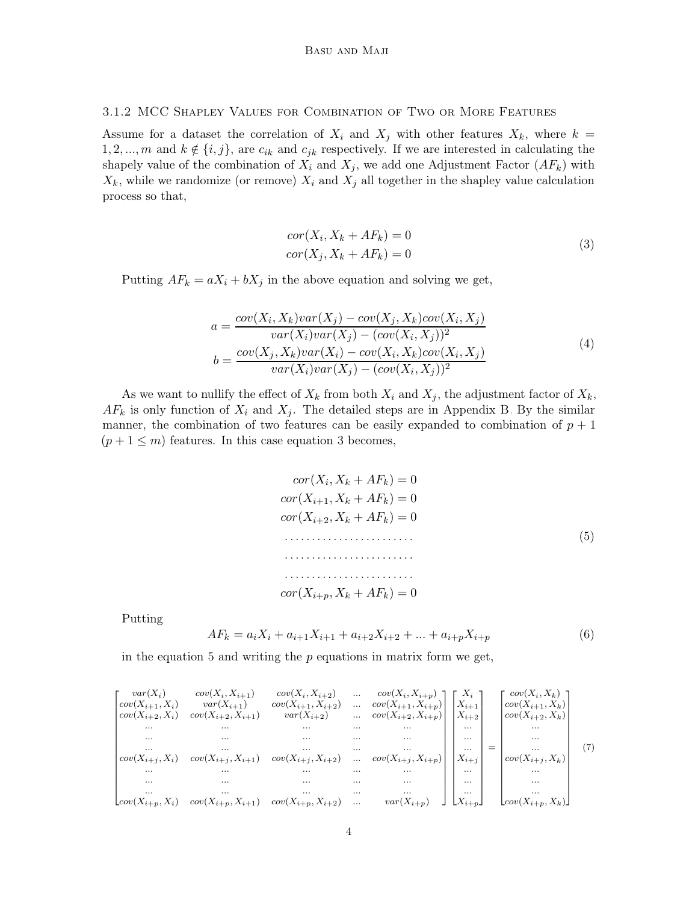#### 3.1.2 MCC Shapley Values for Combination of Two or More Features

Assume for a dataset the correlation of $X_i$ and $X_j$ with other features $X_k$, where $k = 1, 2, ..., m$ and $k \notin \{i, j\}$, are $c_{ik}$ and $c_{jk}$ respectively. If we are interested in calculating the shapely value of the combination of $X_i$ and $X_j$, we add one Adjustment Factor ($AF_k$) with $X_k$, while we randomize (or remove) $X_i$ and $X_j$ all together in the shapley value calculation process so that,

$$
\begin{aligned}
cor(X_i, X_k + AF_k) &= 0 \\
cor(X_j, X_k + AF_k) &= 0
\end{aligned}
\tag{3}
$$

Putting $AF_k = aX_i + bX_j$ in the above equation and solving we get,

$$
\begin{aligned}
a &= \frac{cov(X_i, X_k)var(X_j) - cov(X_j, X_k)cov(X_i, X_j)}{var(X_i)var(X_j) - (cov(X_i, X_j))^2} \\
b &= \frac{cov(X_j, X_k)var(X_i) - cov(X_i, X_k)cov(X_i, X_j)}{var(X_i)var(X_j) - (cov(X_i, X_j))^2}
\end{aligned}
\tag{4}
$$

As we want to nullify the effect of $X_k$ from both $X_i$ and $X_j$, the adjustment factor of $X_k$, $AF_k$ is only function of $X_i$ and $X_j$. The detailed steps are in Appendix B. By the similar manner, the combination of two features can be easily expanded to combination of $p+1$ ($p+1 \leq m$) features. In this case equation 3 becomes,

$$
\begin{aligned}
cor(X_i, X_k + AF_k) &= 0 \\
cor(X_{i+1}, X_k + AF_k) &= 0 \\
cor(X_{i+2}, X_k + AF_k) &= 0 \\
&\cdots\cdots \\
&\cdots\cdots \\
&\cdots\cdots \\
cor(X_{i+p}, X_k + AF_k) &= 0
\end{aligned}
\tag{5}
$$

Putting

$$
AF_k = a_i X_i + a_{i+1} X_{i+1} + a_{i+2} X_{i+2} + ... + a_{i+p} X_{i+p}
\tag{6}
$$

in the equation 5 and writing the $p$ equations in matrix form we get,

$$
\begin{bmatrix}
var(X_i) & cov(X_i, X_{i+1}) & cov(X_i, X_{i+2}) & ... & cov(X_i, X_{i+p}) \\
cov(X_{i+1}, X_i) & var(X_{i+1}) & cov(X_{i+1}, X_{i+2}) & ... & cov(X_{i+1}, X_{i+p}) \\
cov(X_{i+2}, X_i) & cov(X_{i+2}, X_{i+1}) & var(X_{i+2}) & ... & cov(X_{i+2}, X_{i+p}) \\
... & ... & ... & ... & ... \\
... & ... & ... & ... & ... \\
... & ... & ... & ... & ... \\
cov(X_{i+j}, X_i) & cov(X_{i+j}, X_{i+1}) & cov(X_{i+j}, X_{i+2}) & ... & cov(X_{i+j}, X_{i+p}) \\
... & ... & ... & ... & ... \\
... & ... & ... & ... & ... \\
... & ... & ... & ... & ... \\
cov(X_{i+p}, X_i) & cov(X_{i+p}, X_{i+1}) & cov(X_{i+p}, X_{i+2}) & ... & var(X_{i+p})
\end{bmatrix}
\begin{bmatrix}
X_i \\ X_{i+1} \\ X_{i+2} \\ ... \\ ... \\ ... \\ X_{i+j} \\ ... \\ ... \\ ... \\ X_{i+p}
\end{bmatrix}
=
\begin{bmatrix}
cov(X_i, X_k) \\ cov(X_{i+1}, X_k) \\ cov(X_{i+2}, X_k) \\ ... \\ ... \\ ... \\ cov(X_{i+j}, X_k) \\ ... \\ ... \\ ... \\ cov(X_{i+p}, X_k)
\end{bmatrix}
\tag{7}
$$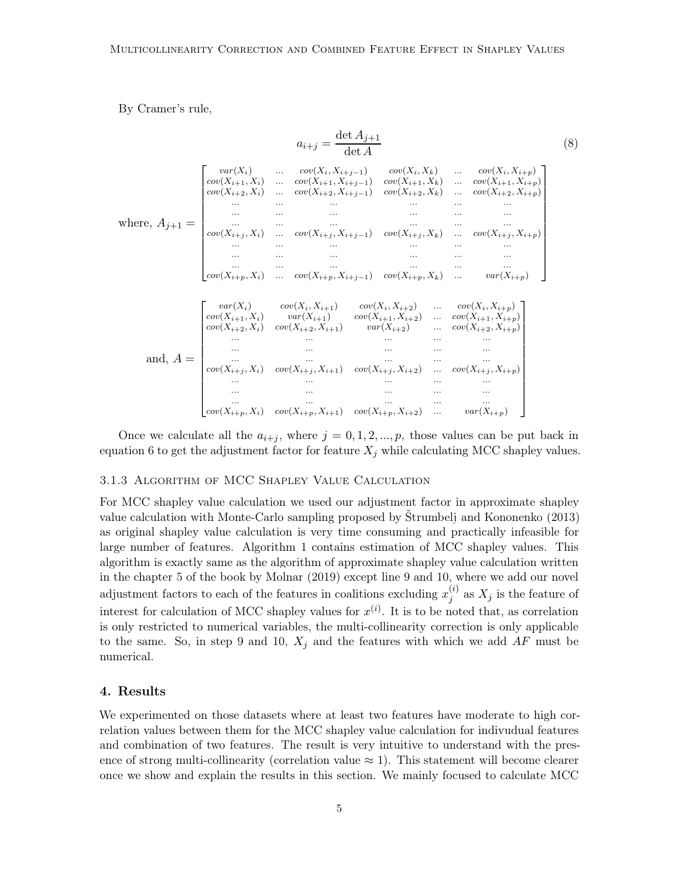By Cramer's rule,

$$a_{i+j} = \frac{\det A_{j+1}}{\det A} \tag{8}$$

where, $A_{j+1} = \begin{bmatrix} var(X_i) & ... & cov(X_i, X_{i+j-1}) & cov(X_i, X_k) & ... & cov(X_i, X_{i+p}) \\ cov(X_{i+1}, X_i) & ... & cov(X_{i+1}, X_{i+j-1}) & cov(X_{i+1}, X_k) & ... & cov(X_{i+1}, X_{i+p}) \\ cov(X_{i+2}, X_i) & ... & cov(X_{i+2}, X_{i+j-1}) & cov(X_{i+2}, X_k) & ... & cov(X_{i+2}, X_{i+p}) \\ ... & ... & ... & ... & ... & ... \\ ... & ... & ... & ... & ... & ... \\ ... & ... & ... & ... & ... & ... \\ cov(X_{i+j}, X_i) & ... & cov(X_{i+j}, X_{i+j-1}) & cov(X_{i+j}, X_k) & ... & cov(X_{i+j}, X_{i+p}) \\ ... & ... & ... & ... & ... & ... \\ ... & ... & ... & ... & ... & ... \\ ... & ... & ... & ... & ... & ... \\ cov(X_{i+p}, X_i) & ... & cov(X_{i+p}, X_{i+j-1}) & cov(X_{i+p}, X_k) & ... & var(X_{i+p}) \end{bmatrix}$

and, $A = \begin{bmatrix} var(X_i) & cov(X_i, X_{i+1}) & cov(X_i, X_{i+2}) & ... & cov(X_i, X_{i+p}) \\ cov(X_{i+1}, X_i) & var(X_{i+1}) & cov(X_{i+1}, X_{i+2}) & ... & cov(X_{i+1}, X_{i+p}) \\ cov(X_{i+2}, X_i) & cov(X_{i+2}, X_{i+1}) & var(X_{i+2}) & ... & cov(X_{i+2}, X_{i+p}) \\ ... & ... & ... & ... & ... \\ ... & ... & ... & ... & ... \\ ... & ... & ... & ... & ... \\ cov(X_{i+j}, X_i) & cov(X_{i+j}, X_{i+1}) & cov(X_{i+j}, X_{i+2}) & ... & cov(X_{i+j}, X_{i+p}) \\ ... & ... & ... & ... & ... \\ ... & ... & ... & ... & ... \\ ... & ... & ... & ... & ... \\ cov(X_{i+p}, X_i) & cov(X_{i+p}, X_{i+1}) & cov(X_{i+p}, X_{i+2}) & ... & var(X_{i+p}) \end{bmatrix}$

Once we calculate all the $a_{i+j}$, where $j = 0, 1, 2, ..., p$, those values can be put back in equation 6 to get the adjustment factor for feature $X_j$ while calculating MCC shapley values.

### 3.1.3 Algorithm of MCC Shapley Value Calculation

For MCC shapley value calculation we used our adjustment factor in approximate shapley value calculation with Monte-Carlo sampling proposed by Štrumbelj and Kononenko (2013) as original shapley value calculation is very time consuming and practically infeasible for large number of features. Algorithm 1 contains estimation of MCC shapley values. This algorithm is exactly same as the algorithm of approximate shapley value calculation written in the chapter 5 of the book by Molnar (2019) except line 9 and 10, where we add our novel adjustment factors to each of the features in coalitions excluding $x_j^{(i)}$ as $X_j$ is the feature of interest for calculation of MCC shapley values for $x^{(i)}$. It is to be noted that, as correlation is only restricted to numerical variables, the multi-collinearity correction is only applicable to the same. So, in step 9 and 10, $X_j$ and the features with which we add $AF$ must be numerical.

## 4. Results

We experimented on those datasets where at least two features have moderate to high correlation values between them for the MCC shapley value calculation for indivudual features and combination of two features. The result is very intuitive to understand with the presence of strong multi-collinearity (correlation value $\approx 1$). This statement will become clearer once we show and explain the results in this section. We mainly focused to calculate MCC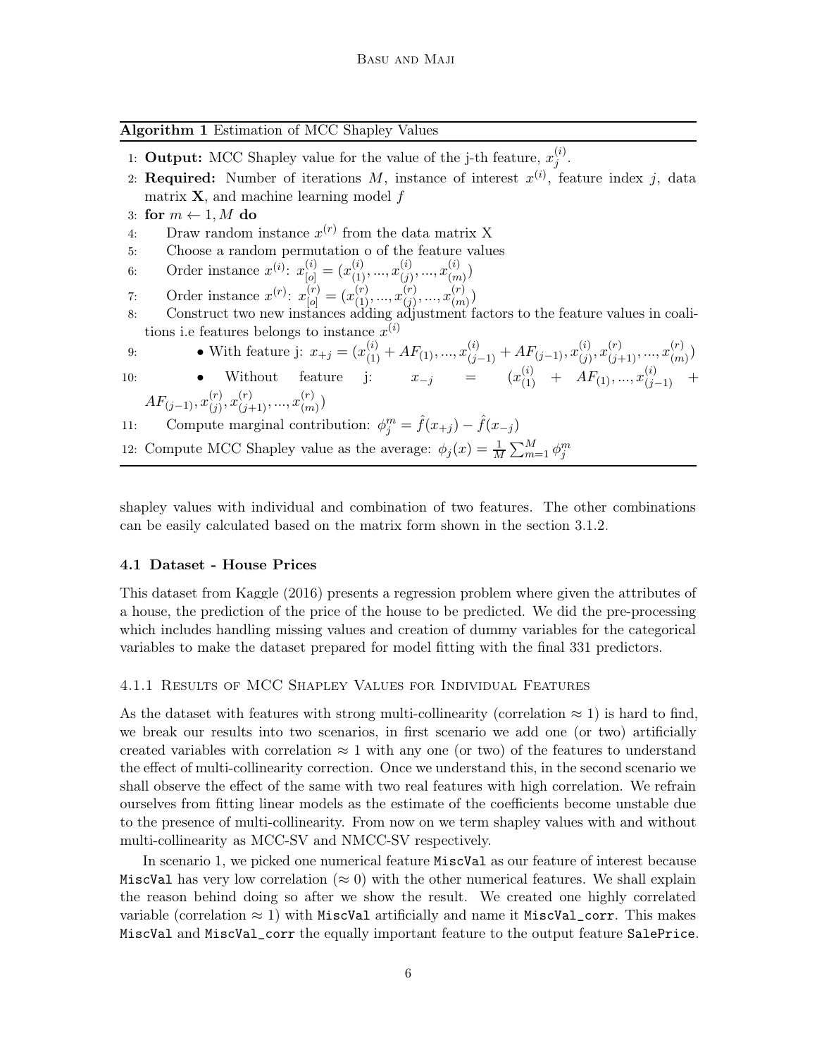**Algorithm 1** Estimation of MCC Shapley Values

1: **Output:** MCC Shapley value for the value of the j-th feature, $x_j^{(i)}$.
2: **Required:** Number of iterations $M$, instance of interest $x^{(i)}$, feature index $j$, data matrix $\mathbf{X}$, and machine learning model $f$
3: **for** $m \leftarrow 1, M$ **do**
4: Draw random instance $x^{(r)}$ from the data matrix X
5: Choose a random permutation o of the feature values
6: Order instance $x^{(i)}$: $x_{[o]}^{(i)} = (x_{(1)}^{(i)}, ..., x_{(j)}^{(i)}, ..., x_{(m)}^{(i)})$
7: Order instance $x^{(r)}$: $x_{[o]}^{(r)} = (x_{(1)}^{(r)}, ..., x_{(j)}^{(r)}, ..., x_{(m)}^{(r)})$
8: Construct two new instances adding adjustment factors to the feature values in coalitions i.e features belongs to instance $x^{(i)}$
9: • With feature j: $x_{+j} = (x_{(1)}^{(i)} + AF_{(1)}, ..., x_{(j-1)}^{(i)} + AF_{(j-1)}, x_{(j)}^{(i)}, x_{(j+1)}^{(r)}, ..., x_{(m)}^{(r)})$
10: • Without feature j: $x_{-j} = (x_{(1)}^{(i)} + AF_{(1)}, ..., x_{(j-1)}^{(i)} + AF_{(j-1)}, x_{(j)}^{(r)}, x_{(j+1)}^{(r)}, ..., x_{(m)}^{(r)})$
11: Compute marginal contribution: $\phi_j^m = \hat{f}(x_{+j}) - \hat{f}(x_{-j})$
12: Compute MCC Shapley value as the average: $\phi_j(x) = \frac{1}{M}\sum_{m=1}^{M} \phi_j^m$

shapley values with individual and combination of two features. The other combinations can be easily calculated based on the matrix form shown in the section 3.1.2.

### 4.1 Dataset - House Prices

This dataset from Kaggle (2016) presents a regression problem where given the attributes of a house, the prediction of the price of the house to be predicted. We did the pre-processing which includes handling missing values and creation of dummy variables for the categorical variables to make the dataset prepared for model fitting with the final 331 predictors.

#### 4.1.1 Results of MCC Shapley Values for Individual Features

As the dataset with features with strong multi-collinearity (correlation $\approx 1$) is hard to find, we break our results into two scenarios, in first scenario we add one (or two) artificially created variables with correlation $\approx 1$ with any one (or two) of the features to understand the effect of multi-collinearity correction. Once we understand this, in the second scenario we shall observe the effect of the same with two real features with high correlation. We refrain ourselves from fitting linear models as the estimate of the coefficients become unstable due to the presence of multi-collinearity. From now on we term shapley values with and without multi-collinearity as MCC-SV and NMCC-SV respectively.

In scenario 1, we picked one numerical feature `MiscVal` as our feature of interest because `MiscVal` has very low correlation ($\approx 0$) with the other numerical features. We shall explain the reason behind doing so after we show the result. We created one highly correlated variable (correlation $\approx 1$) with `MiscVal` artificially and name it `MiscVal_corr`. This makes `MiscVal` and `MiscVal_corr` the equally important feature to the output feature `SalePrice`.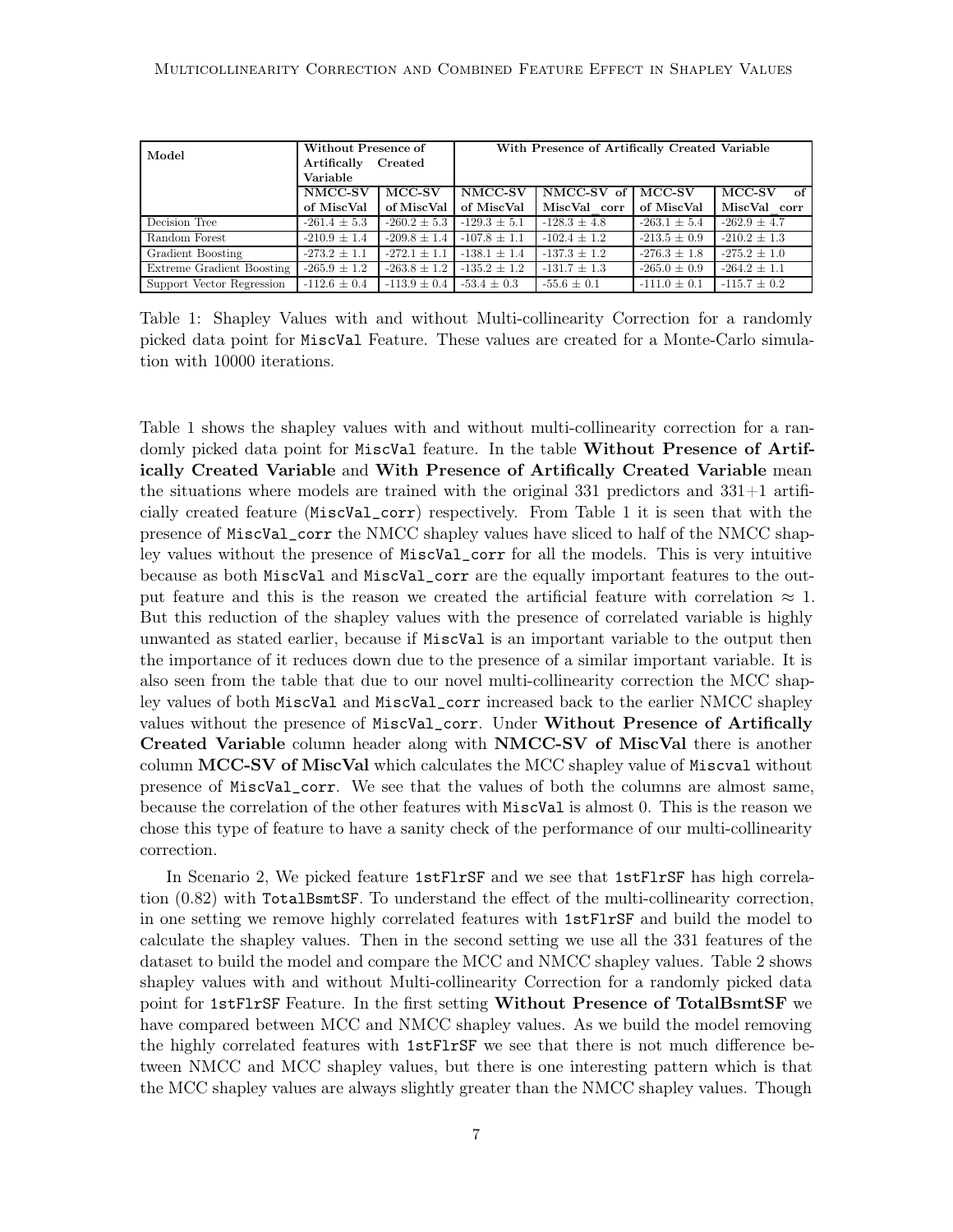| Model | Without Presence of Artifically Created Variable | | With Presence of Artifically Created Variable | | | |
|---|---|---|---|---|---|---|
| | NMCC-SV of MiscVal | MCC-SV of MiscVal | NMCC-SV of MiscVal | NMCC-SV of MiscVal_corr | MCC-SV of MiscVal | MCC-SV of MiscVal_corr |
| Decision Tree | $-261.4 \pm 5.3$ | $-260.2 \pm 5.3$ | $-129.3 \pm 5.1$ | $-128.3 \pm 4.8$ | $-263.1 \pm 5.4$ | $-262.9 \pm 4.7$ |
| Random Forest | $-210.9 \pm 1.4$ | $-209.8 \pm 1.4$ | $-107.8 \pm 1.1$ | $-102.4 \pm 1.2$ | $-213.5 \pm 0.9$ | $-210.2 \pm 1.3$ |
| Gradient Boosting | $-273.2 \pm 1.1$ | $-272.1 \pm 1.1$ | $-138.1 \pm 1.4$ | $-137.3 \pm 1.2$ | $-276.3 \pm 1.8$ | $-275.2 \pm 1.0$ |
| Extreme Gradient Boosting | $-265.9 \pm 1.2$ | $-263.8 \pm 1.2$ | $-135.2 \pm 1.2$ | $-131.7 \pm 1.3$ | $-265.0 \pm 0.9$ | $-264.2 \pm 1.1$ |
| Support Vector Regression | $-112.6 \pm 0.4$ | $-113.9 \pm 0.4$ | $-53.4 \pm 0.3$ | $-55.6 \pm 0.1$ | $-111.0 \pm 0.1$ | $-115.7 \pm 0.2$ |

Table 1: Shapley Values with and without Multi-collinearity Correction for a randomly picked data point for MiscVal Feature. These values are created for a Monte-Carlo simulation with 10000 iterations.

Table 1 shows the shapley values with and without multi-collinearity correction for a randomly picked data point for MiscVal feature. In the table **Without Presence of Artifically Created Variable** and **With Presence of Artifically Created Variable** mean the situations where models are trained with the original 331 predictors and 331+1 artificially created feature (MiscVal_corr) respectively. From Table 1 it is seen that with the presence of MiscVal_corr the NMCC shapley values have sliced to half of the NMCC shapley values without the presence of MiscVal_corr for all the models. This is very intuitive because as both MiscVal and MiscVal_corr are the equally important features to the output feature and this is the reason we created the artificial feature with correlation $\approx 1$. But this reduction of the shapley values with the presence of correlated variable is highly unwanted as stated earlier, because if MiscVal is an important variable to the output then the importance of it reduces down due to the presence of a similar important variable. It is also seen from the table that due to our novel multi-collinearity correction the MCC shapley values of both MiscVal and MiscVal_corr increased back to the earlier NMCC shapley values without the presence of MiscVal_corr. Under **Without Presence of Artifically Created Variable** column header along with **NMCC-SV of MiscVal** there is another column **MCC-SV of MiscVal** which calculates the MCC shapley value of Miscval without presence of MiscVal_corr. We see that the values of both the columns are almost same, because the correlation of the other features with MiscVal is almost 0. This is the reason we chose this type of feature to have a sanity check of the performance of our multi-collinearity correction.

In Scenario 2, We picked feature 1stFlrSF and we see that 1stFlrSF has high correlation (0.82) with TotalBsmtSF. To understand the effect of the multi-collinearity correction, in one setting we remove highly correlated features with 1stFlrSF and build the model to calculate the shapley values. Then in the second setting we use all the 331 features of the dataset to build the model and compare the MCC and NMCC shapley values. Table 2 shows shapley values with and without Multi-collinearity Correction for a randomly picked data point for 1stFlrSF Feature. In the first setting **Without Presence of TotalBsmtSF** we have compared between MCC and NMCC shapley values. As we build the model removing the highly correlated features with 1stFlrSF we see that there is not much difference between NMCC and MCC shapley values, but there is one interesting pattern which is that the MCC shapley values are always slightly greater than the NMCC shapley values. Though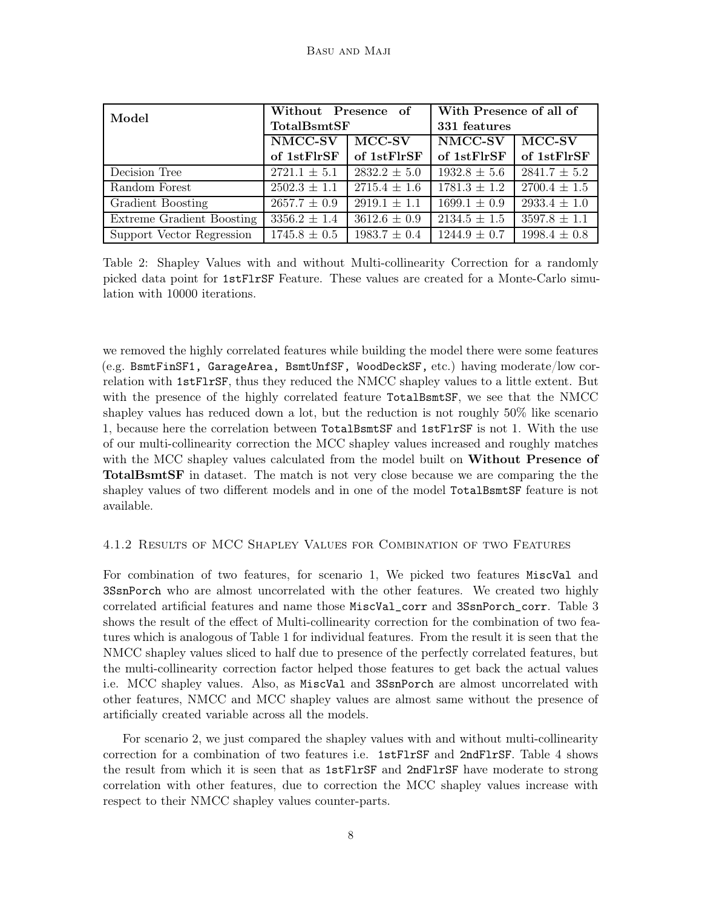| Model | Without Presence of TotalBsmtSF | | With Presence of all of 331 features | |
|---|---|---|---|---|
| | NMCC-SV of 1stFlrSF | MCC-SV of 1stFlrSF | NMCC-SV of 1stFlrSF | MCC-SV of 1stFlrSF |
| Decision Tree | $2721.1 \pm 5.1$ | $2832.2 \pm 5.0$ | $1932.8 \pm 5.6$ | $2841.7 \pm 5.2$ |
| Random Forest | $2502.3 \pm 1.1$ | $2715.4 \pm 1.6$ | $1781.3 \pm 1.2$ | $2700.4 \pm 1.5$ |
| Gradient Boosting | $2657.7 \pm 0.9$ | $2919.1 \pm 1.1$ | $1699.1 \pm 0.9$ | $2933.4 \pm 1.0$ |
| Extreme Gradient Boosting | $3356.2 \pm 1.4$ | $3612.6 \pm 0.9$ | $2134.5 \pm 1.5$ | $3597.8 \pm 1.1$ |
| Support Vector Regression | $1745.8 \pm 0.5$ | $1983.7 \pm 0.4$ | $1244.9 \pm 0.7$ | $1998.4 \pm 0.8$ |

Table 2: Shapley Values with and without Multi-collinearity Correction for a randomly picked data point for `1stFlrSF` Feature. These values are created for a Monte-Carlo simulation with 10000 iterations.

we removed the highly correlated features while building the model there were some features (e.g. `BsmtFinSF1, GarageArea, BsmtUnfSF, WoodDeckSF,` etc.) having moderate/low correlation with `1stFlrSF`, thus they reduced the NMCC shapley values to a little extent. But with the presence of the highly correlated feature `TotalBsmtSF`, we see that the NMCC shapley values has reduced down a lot, but the reduction is not roughly 50% like scenario 1, because here the correlation between `TotalBsmtSF` and `1stFlrSF` is not 1. With the use of our multi-collinearity correction the MCC shapley values increased and roughly matches with the MCC shapley values calculated from the model built on **Without Presence of TotalBsmtSF** in dataset. The match is not very close because we are comparing the the shapley values of two different models and in one of the model `TotalBsmtSF` feature is not available.

#### 4.1.2 Results of MCC Shapley Values for Combination of two Features

For combination of two features, for scenario 1, We picked two features `MiscVal` and `3SsnPorch` who are almost uncorrelated with the other features. We created two highly correlated artificial features and name those `MiscVal_corr` and `3SsnPorch_corr`. Table 3 shows the result of the effect of Multi-collinearity correction for the combination of two features which is analogous of Table 1 for individual features. From the result it is seen that the NMCC shapley values sliced to half due to presence of the perfectly correlated features, but the multi-collinearity correction factor helped those features to get back the actual values i.e. MCC shapley values. Also, as `MiscVal` and `3SsnPorch` are almost uncorrelated with other features, NMCC and MCC shapley values are almost same without the presence of artificially created variable across all the models.

For scenario 2, we just compared the shapley values with and without multi-collinearity correction for a combination of two features i.e. `1stFlrSF` and `2ndFlrSF`. Table 4 shows the result from which it is seen that as `1stFlrSF` and `2ndFlrSF` have moderate to strong correlation with other features, due to correction the MCC shapley values increase with respect to their NMCC shapley values counter-parts.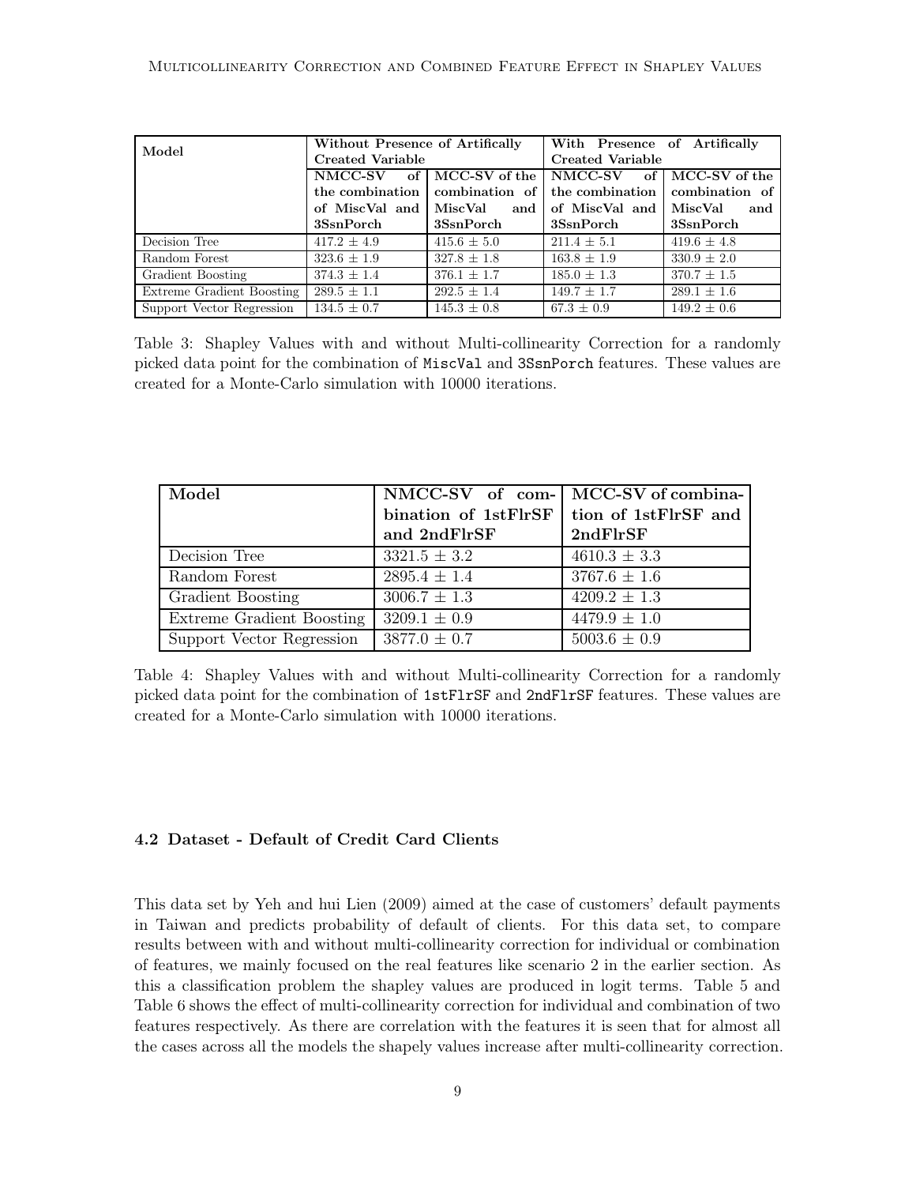| Model | Without Presence of Artifically Created Variable | | With Presence of Artifically Created Variable | |
|---|---|---|---|---|
| | NMCC-SV of the combination of MiscVal and 3SsnPorch | MCC-SV of the combination of MiscVal and 3SsnPorch | NMCC-SV of the combination of MiscVal and 3SsnPorch | MCC-SV of the combination of MiscVal and 3SsnPorch |
| Decision Tree | $417.2 \pm 4.9$ | $415.6 \pm 5.0$ | $211.4 \pm 5.1$ | $419.6 \pm 4.8$ |
| Random Forest | $323.6 \pm 1.9$ | $327.8 \pm 1.8$ | $163.8 \pm 1.9$ | $330.9 \pm 2.0$ |
| Gradient Boosting | $374.3 \pm 1.4$ | $376.1 \pm 1.7$ | $185.0 \pm 1.3$ | $370.7 \pm 1.5$ |
| Extreme Gradient Boosting | $289.5 \pm 1.1$ | $292.5 \pm 1.4$ | $149.7 \pm 1.7$ | $289.1 \pm 1.6$ |
| Support Vector Regression | $134.5 \pm 0.7$ | $145.3 \pm 0.8$ | $67.3 \pm 0.9$ | $149.2 \pm 0.6$ |

Table 3: Shapley Values with and without Multi-collinearity Correction for a randomly picked data point for the combination of `MiscVal` and `3SsnPorch` features. These values are created for a Monte-Carlo simulation with 10000 iterations.

| Model | NMCC-SV of combination of 1stFlrSF and 2ndFlrSF | MCC-SV of combination of 1stFlrSF and 2ndFlrSF |
|---|---|---|
| Decision Tree | $3321.5 \pm 3.2$ | $4610.3 \pm 3.3$ |
| Random Forest | $2895.4 \pm 1.4$ | $3767.6 \pm 1.6$ |
| Gradient Boosting | $3006.7 \pm 1.3$ | $4209.2 \pm 1.3$ |
| Extreme Gradient Boosting | $3209.1 \pm 0.9$ | $4479.9 \pm 1.0$ |
| Support Vector Regression | $3877.0 \pm 0.7$ | $5003.6 \pm 0.9$ |

Table 4: Shapley Values with and without Multi-collinearity Correction for a randomly picked data point for the combination of `1stFlrSF` and `2ndFlrSF` features. These values are created for a Monte-Carlo simulation with 10000 iterations.

### 4.2 Dataset - Default of Credit Card Clients

This data set by Yeh and hui Lien (2009) aimed at the case of customers' default payments in Taiwan and predicts probability of default of clients. For this data set, to compare results between with and without multi-collinearity correction for individual or combination of features, we mainly focused on the real features like scenario 2 in the earlier section. As this a classification problem the shapley values are produced in logit terms. Table 5 and Table 6 shows the effect of multi-collinearity correction for individual and combination of two features respectively. As there are correlation with the features it is seen that for almost all the cases across all the models the shapely values increase after multi-collinearity correction.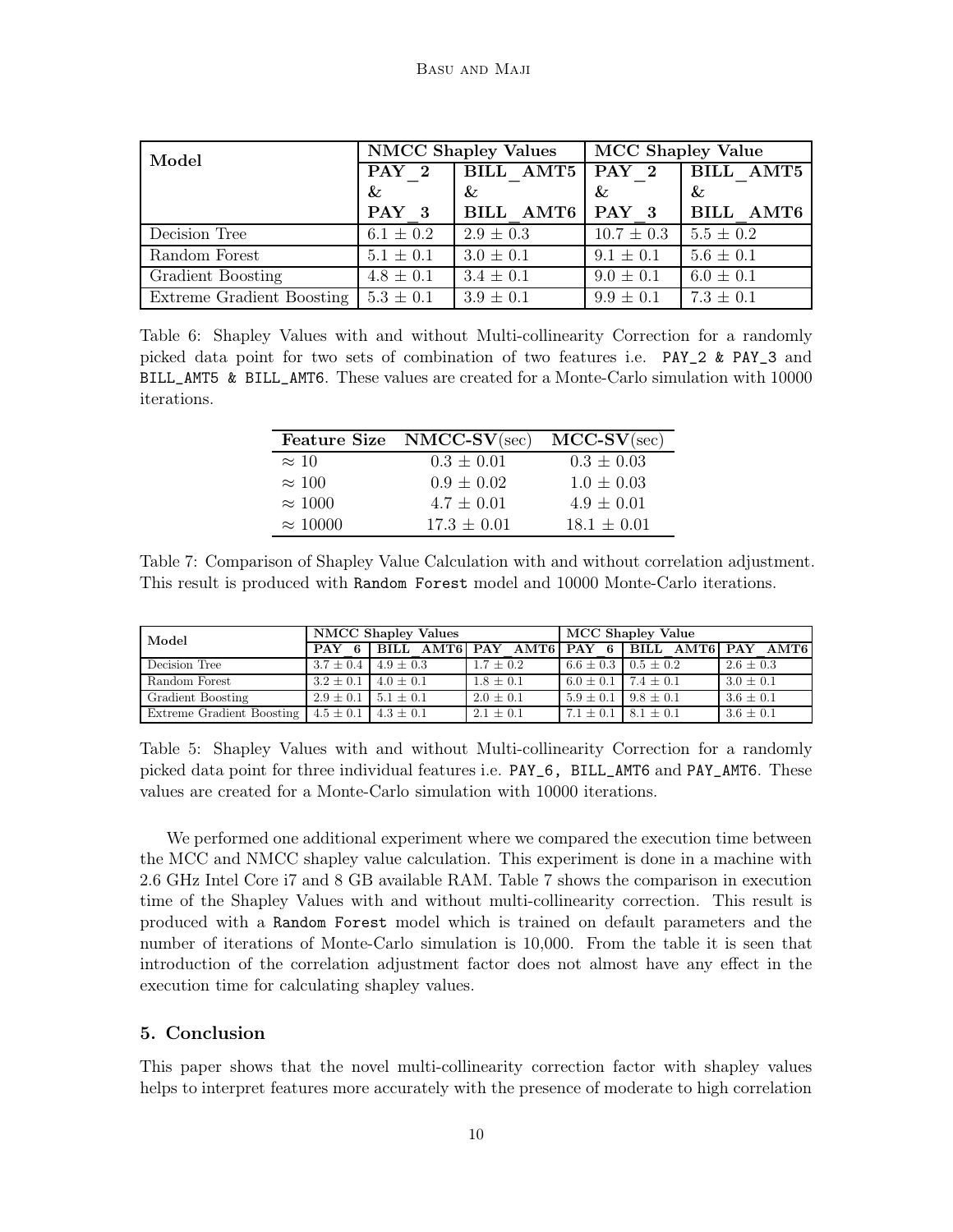| Model | NMCC Shapley Values | | MCC Shapley Value | |
|---|---|---|---|---|
| | PAY_2 & PAY_3 | BILL_AMT5 & BILL_AMT6 | PAY_2 & PAY_3 | BILL_AMT5 & BILL_AMT6 |
| Decision Tree | 6.1 ± 0.2 | 2.9 ± 0.3 | 10.7 ± 0.3 | 5.5 ± 0.2 |
| Random Forest | 5.1 ± 0.1 | 3.0 ± 0.1 | 9.1 ± 0.1 | 5.6 ± 0.1 |
| Gradient Boosting | 4.8 ± 0.1 | 3.4 ± 0.1 | 9.0 ± 0.1 | 6.0 ± 0.1 |
| Extreme Gradient Boosting | 5.3 ± 0.1 | 3.9 ± 0.1 | 9.9 ± 0.1 | 7.3 ± 0.1 |

Table 6: Shapley Values with and without Multi-collinearity Correction for a randomly picked data point for two sets of combination of two features i.e. PAY_2 & PAY_3 and BILL_AMT5 & BILL_AMT6. These values are created for a Monte-Carlo simulation with 10000 iterations.

| Feature Size | NMCC-SV(sec) | MCC-SV(sec) |
|---|---|---|
| ≈ 10 | 0.3 ± 0.01 | 0.3 ± 0.03 |
| ≈ 100 | 0.9 ± 0.02 | 1.0 ± 0.03 |
| ≈ 1000 | 4.7 ± 0.01 | 4.9 ± 0.01 |
| ≈ 10000 | 17.3 ± 0.01 | 18.1 ± 0.01 |

Table 7: Comparison of Shapley Value Calculation with and without correlation adjustment. This result is produced with Random Forest model and 10000 Monte-Carlo iterations.

| Model | NMCC Shapley Values | | | MCC Shapley Value | | |
|---|---|---|---|---|---|---|
| | PAY_6 | BILL_AMT6 | PAY_AMT6 | PAY_6 | BILL_AMT6 | PAY_AMT6 |
| Decision Tree | 3.7 ± 0.4 | 4.9 ± 0.3 | 1.7 ± 0.2 | 6.6 ± 0.3 | 0.5 ± 0.2 | 2.6 ± 0.3 |
| Random Forest | 3.2 ± 0.1 | 4.0 ± 0.1 | 1.8 ± 0.1 | 6.0 ± 0.1 | 7.4 ± 0.1 | 3.0 ± 0.1 |
| Gradient Boosting | 2.9 ± 0.1 | 5.1 ± 0.1 | 2.0 ± 0.1 | 5.9 ± 0.1 | 9.8 ± 0.1 | 3.6 ± 0.1 |
| Extreme Gradient Boosting | 4.5 ± 0.1 | 4.3 ± 0.1 | 2.1 ± 0.1 | 7.1 ± 0.1 | 8.1 ± 0.1 | 3.6 ± 0.1 |

Table 5: Shapley Values with and without Multi-collinearity Correction for a randomly picked data point for three individual features i.e. PAY_6, BILL_AMT6 and PAY_AMT6. These values are created for a Monte-Carlo simulation with 10000 iterations.

We performed one additional experiment where we compared the execution time between the MCC and NMCC shapley value calculation. This experiment is done in a machine with 2.6 GHz Intel Core i7 and 8 GB available RAM. Table 8 shows the comparison in execution time of the Shapley Values with and without multi-collinearity correction. This result is produced with a Random Forest model which is trained on default parameters and the number of iterations of Monte-Carlo simulation is 10,000. From the table it is seen that introduction of the correlation adjustment factor does not almost have any effect in the execution time for calculating shapley values.

## 5. Conclusion

This paper shows that the novel multi-collinearity correction factor with shapley values helps to interpret features more accurately with the presence of moderate to high correlation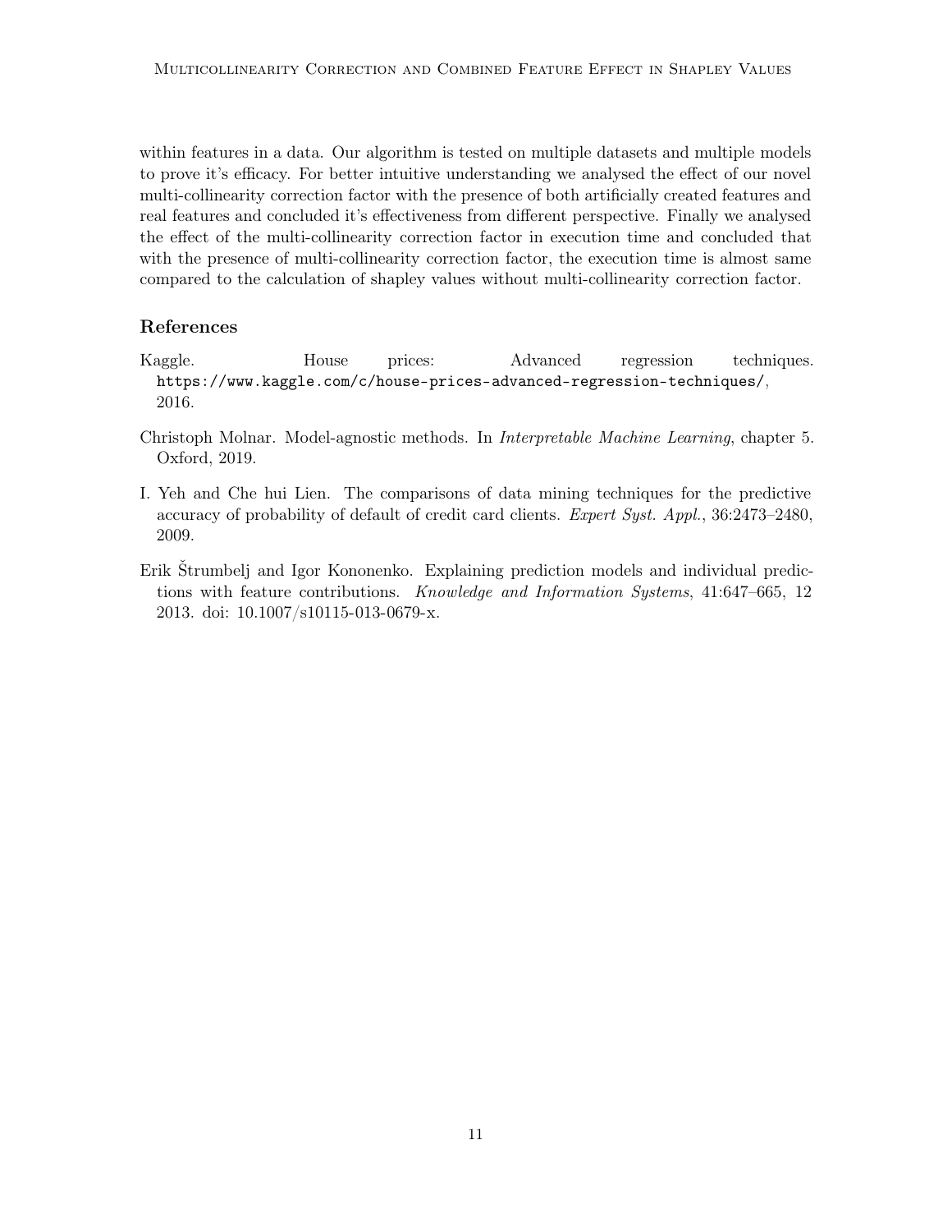within features in a data. Our algorithm is tested on multiple datasets and multiple models to prove it's efficacy. For better intuitive understanding we analysed the effect of our novel multi-collinearity correction factor with the presence of both artificially created features and real features and concluded it's effectiveness from different perspective. Finally we analysed the effect of the multi-collinearity correction factor in execution time and concluded that with the presence of multi-collinearity correction factor, the execution time is almost same compared to the calculation of shapley values without multi-collinearity correction factor.

## References

Kaggle. House prices: Advanced regression techniques. https://www.kaggle.com/c/house-prices-advanced-regression-techniques/, 2016.

Christoph Molnar. Model-agnostic methods. In *Interpretable Machine Learning*, chapter 5. Oxford, 2019.

I. Yeh and Che hui Lien. The comparisons of data mining techniques for the predictive accuracy of probability of default of credit card clients. *Expert Syst. Appl.*, 36:2473–2480, 2009.

Erik Štrumbelj and Igor Kononenko. Explaining prediction models and individual predictions with feature contributions. *Knowledge and Information Systems*, 41:647–665, 12 2013. doi: 10.1007/s10115-013-0679-x.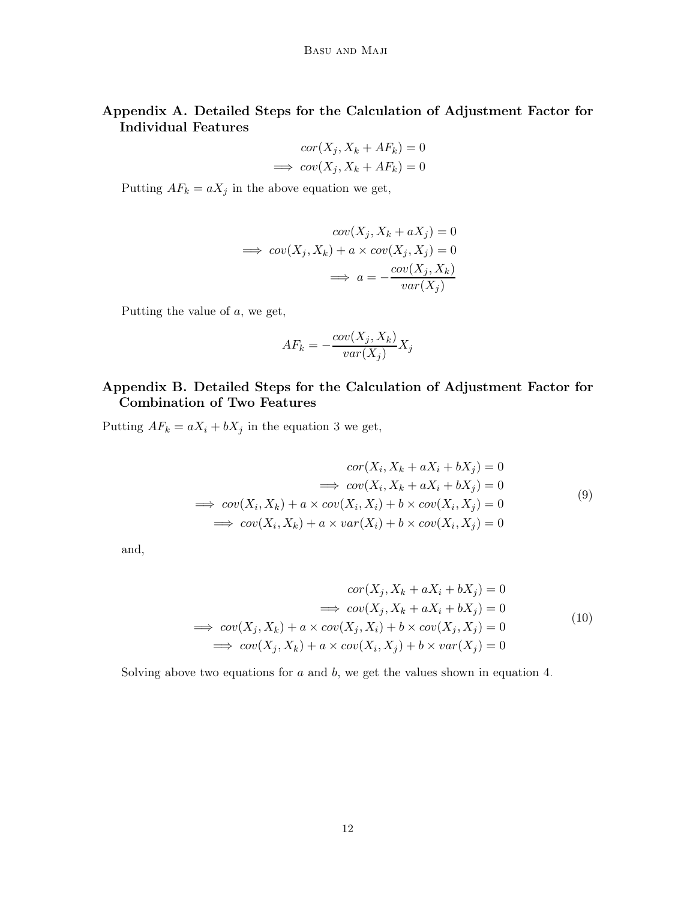## Appendix A. Detailed Steps for the Calculation of Adjustment Factor for Individual Features

$$
\begin{aligned}
& cor(X_j, X_k + AF_k) = 0 \\
\implies & cov(X_j, X_k + AF_k) = 0
\end{aligned}
$$

Putting $AF_k = aX_j$ in the above equation we get,

$$
\begin{aligned}
& cov(X_j, X_k + aX_j) = 0 \\
\implies & cov(X_j, X_k) + a \times cov(X_j, X_j) = 0 \\
\implies & a = -\frac{cov(X_j, X_k)}{var(X_j)}
\end{aligned}
$$

Putting the value of $a$, we get,

$$
AF_k = -\frac{cov(X_j, X_k)}{var(X_j)} X_j
$$

## Appendix B. Detailed Steps for the Calculation of Adjustment Factor for Combination of Two Features

Putting $AF_k = aX_i + bX_j$ in the equation 3 we get,

$$
\begin{aligned}
& cor(X_i, X_k + aX_i + bX_j) = 0 \\
\implies & cov(X_i, X_k + aX_i + bX_j) = 0 \\
\implies & cov(X_i, X_k) + a \times cov(X_i, X_i) + b \times cov(X_i, X_j) = 0 \\
\implies & cov(X_i, X_k) + a \times var(X_i) + b \times cov(X_i, X_j) = 0
\end{aligned}
\tag{9}
$$

and,

$$
\begin{aligned}
& cor(X_j, X_k + aX_i + bX_j) = 0 \\
\implies & cov(X_j, X_k + aX_i + bX_j) = 0 \\
\implies & cov(X_j, X_k) + a \times cov(X_j, X_i) + b \times cov(X_j, X_j) = 0 \\
\implies & cov(X_j, X_k) + a \times cov(X_i, X_j) + b \times var(X_j) = 0
\end{aligned}
\tag{10}
$$

Solving above two equations for $a$ and $b$, we get the values shown in equation 4.